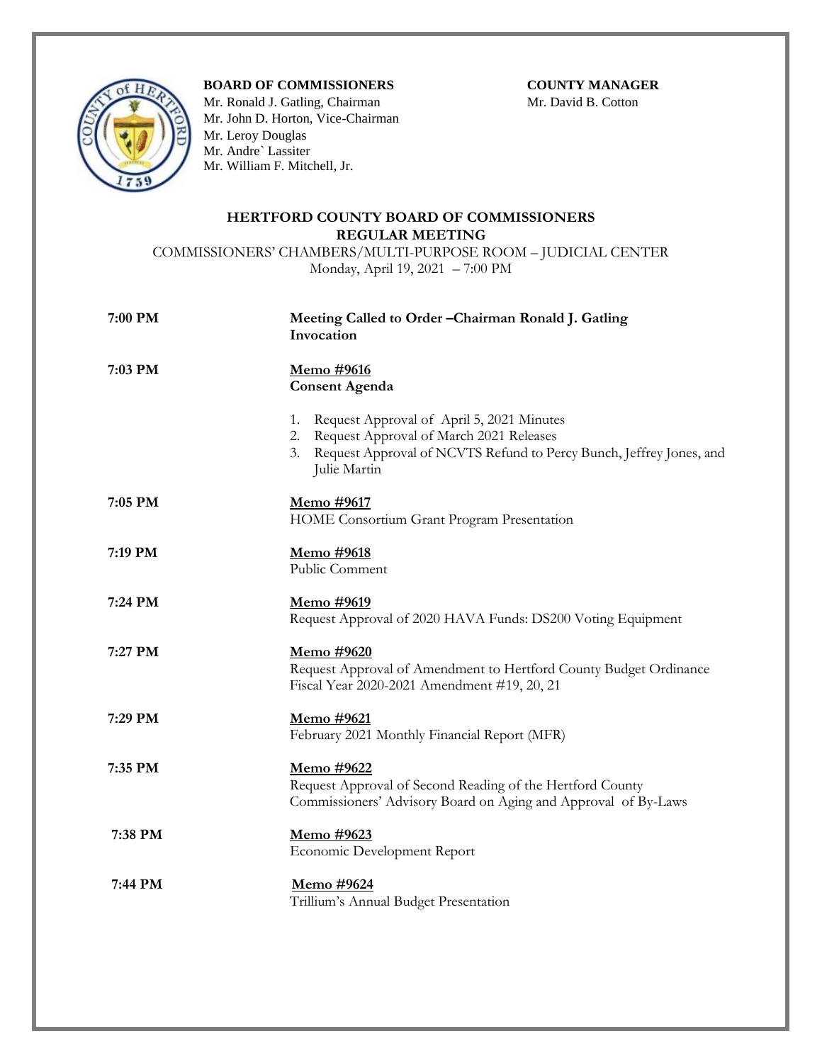**BOARD OF COMMISSIONERS**
Mr. Ronald J. Gatling, Chairman
Mr. John D. Horton, Vice-Chairman
Mr. Leroy Douglas
Mr. Andre` Lassiter
Mr. William F. Mitchell, Jr.

**COUNTY MANAGER**
Mr. David B. Cotton

# HERTFORD COUNTY BOARD OF COMMISSIONERS
## REGULAR MEETING

COMMISSIONERS' CHAMBERS/MULTI-PURPOSE ROOM – JUDICIAL CENTER
Monday, April 19, 2021 – 7:00 PM

**7:00 PM** — **Meeting Called to Order –Chairman Ronald J. Gatling**
**Invocation**

**7:03 PM** — **Memo #9616**
**Consent Agenda**

1. Request Approval of April 5, 2021 Minutes
2. Request Approval of March 2021 Releases
3. Request Approval of NCVTS Refund to Percy Bunch, Jeffrey Jones, and Julie Martin

**7:05 PM** — **Memo #9617**
HOME Consortium Grant Program Presentation

**7:19 PM** — **Memo #9618**
Public Comment

**7:24 PM** — **Memo #9619**
Request Approval of 2020 HAVA Funds: DS200 Voting Equipment

**7:27 PM** — **Memo #9620**
Request Approval of Amendment to Hertford County Budget Ordinance Fiscal Year 2020-2021 Amendment #19, 20, 21

**7:29 PM** — **Memo #9621**
February 2021 Monthly Financial Report (MFR)

**7:35 PM** — **Memo #9622**
Request Approval of Second Reading of the Hertford County Commissioners' Advisory Board on Aging and Approval of By-Laws

**7:38 PM** — **Memo #9623**
Economic Development Report

**7:44 PM** — **Memo #9624**
Trillium's Annual Budget Presentation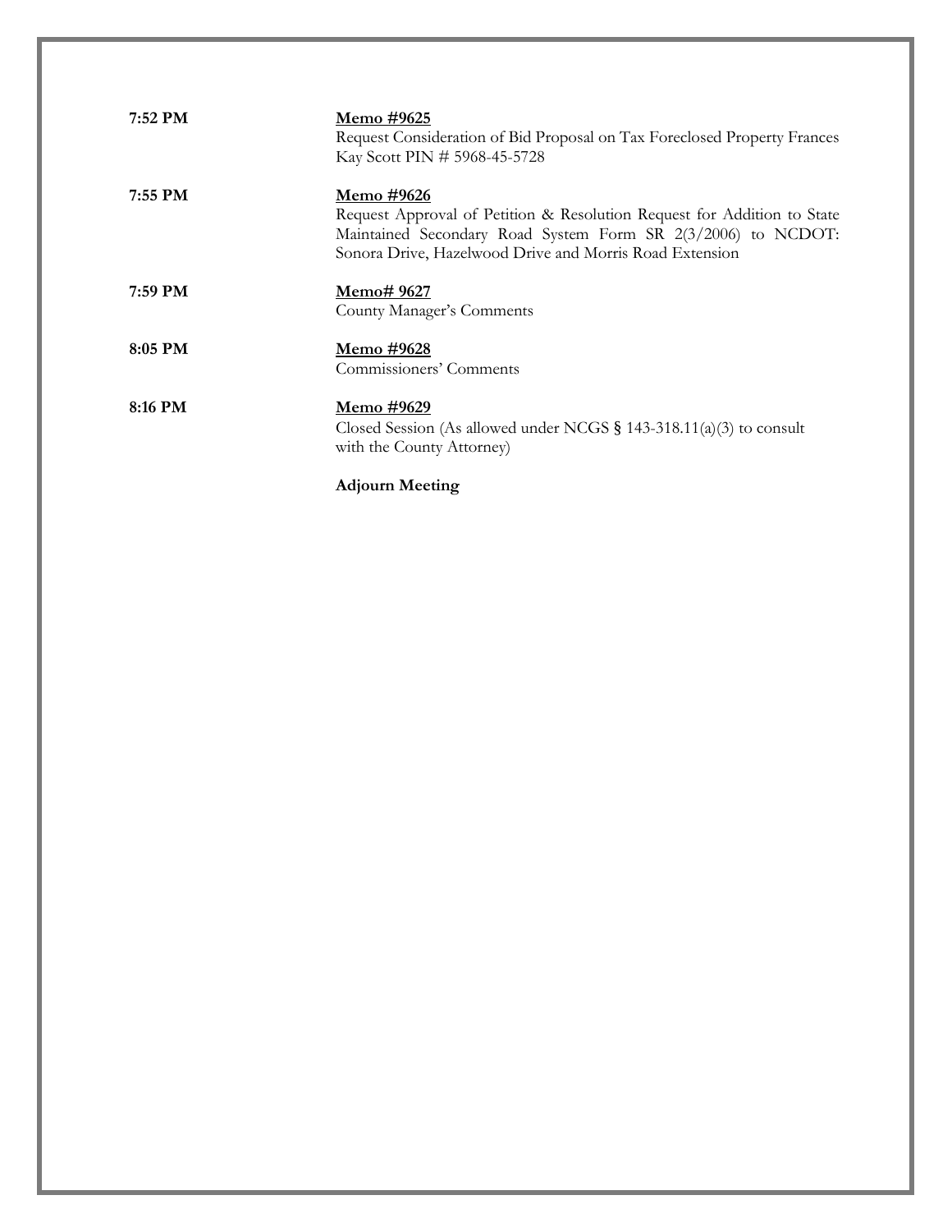| | |
|---|---|
| **7:52 PM** | **Memo #9625**<br>Request Consideration of Bid Proposal on Tax Foreclosed Property Frances Kay Scott PIN # 5968-45-5728 |
| **7:55 PM** | **Memo #9626**<br>Request Approval of Petition & Resolution Request for Addition to State Maintained Secondary Road System Form SR 2(3/2006) to NCDOT: Sonora Drive, Hazelwood Drive and Morris Road Extension |
| **7:59 PM** | **Memo# 9627**<br>County Manager's Comments |
| **8:05 PM** | **Memo #9628**<br>Commissioners' Comments |
| **8:16 PM** | **Memo #9629**<br>Closed Session (As allowed under NCGS § 143-318.11(a)(3) to consult with the County Attorney) |
| | **Adjourn Meeting** |